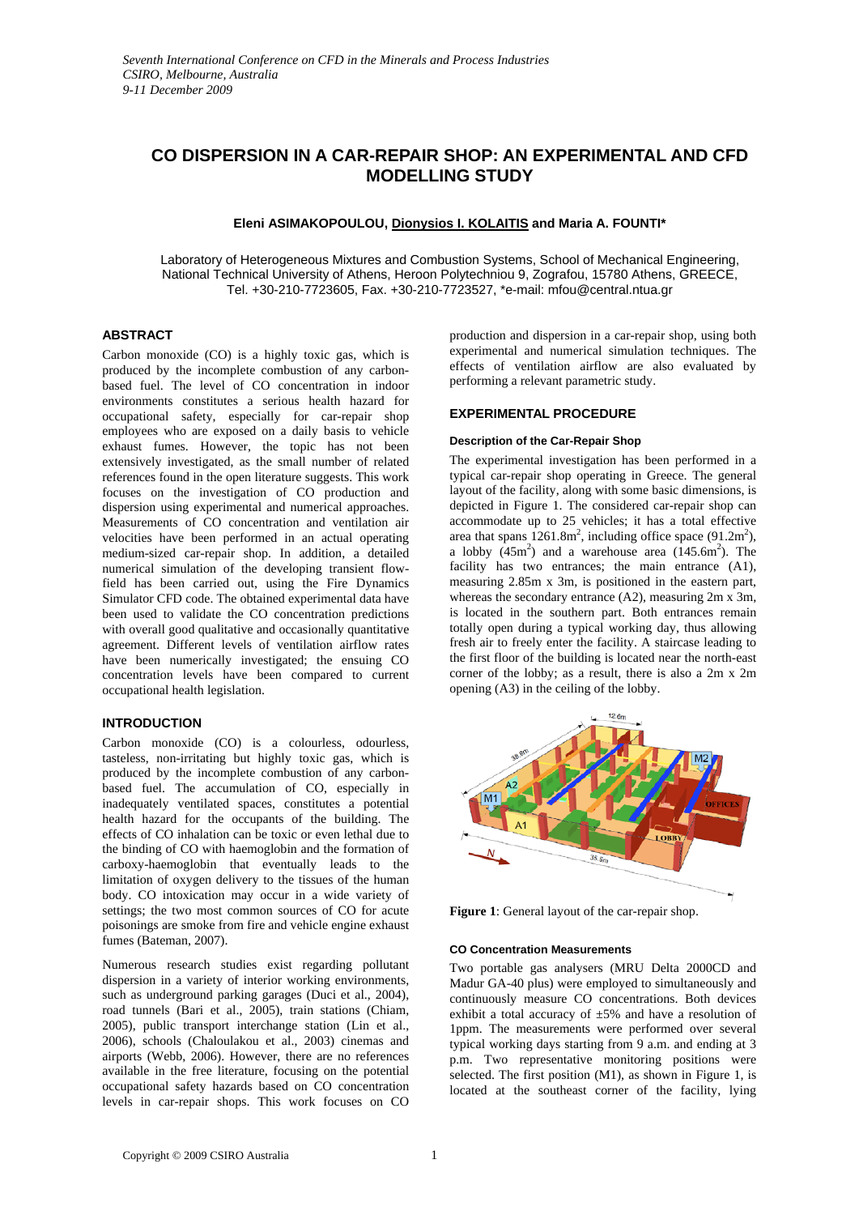*Seventh International Conference on CFD in the Minerals and Process Industries*
*CSIRO, Melbourne, Australia*
*9-11 December 2009*

# CO DISPERSION IN A CAR-REPAIR SHOP: AN EXPERIMENTAL AND CFD MODELLING STUDY

**Eleni ASIMAKOPOULOU, Dionysios I. KOLAITIS and Maria A. FOUNTI***

Laboratory of Heterogeneous Mixtures and Combustion Systems, School of Mechanical Engineering, National Technical University of Athens, Heroon Polytechniou 9, Zografou, 15780 Athens, GREECE, Tel. +30-210-7723605, Fax. +30-210-7723527, *e-mail: mfou@central.ntua.gr

## ABSTRACT

Carbon monoxide (CO) is a highly toxic gas, which is produced by the incomplete combustion of any carbon-based fuel. The level of CO concentration in indoor environments constitutes a serious health hazard for occupational safety, especially for car-repair shop employees who are exposed on a daily basis to vehicle exhaust fumes. However, the topic has not been extensively investigated, as the small number of related references found in the open literature suggests. This work focuses on the investigation of CO production and dispersion using experimental and numerical approaches. Measurements of CO concentration and ventilation air velocities have been performed in an actual operating medium-sized car-repair shop. In addition, a detailed numerical simulation of the developing transient flow-field has been carried out, using the Fire Dynamics Simulator CFD code. The obtained experimental data have been used to validate the CO concentration predictions with overall good qualitative and occasionally quantitative agreement. Different levels of ventilation airflow rates have been numerically investigated; the ensuing CO concentration levels have been compared to current occupational health legislation.

## INTRODUCTION

Carbon monoxide (CO) is a colourless, odourless, tasteless, non-irritating but highly toxic gas, which is produced by the incomplete combustion of any carbon-based fuel. The accumulation of CO, especially in inadequately ventilated spaces, constitutes a potential health hazard for the occupants of the building. The effects of CO inhalation can be toxic or even lethal due to the binding of CO with haemoglobin and the formation of carboxy-haemoglobin that eventually leads to the limitation of oxygen delivery to the tissues of the human body. CO intoxication may occur in a wide variety of settings; the two most common sources of CO for acute poisonings are smoke from fire and vehicle engine exhaust fumes (Bateman, 2007).

Numerous research studies exist regarding pollutant dispersion in a variety of interior working environments, such as underground parking garages (Duci et al., 2004), road tunnels (Bari et al., 2005), train stations (Chiam, 2005), public transport interchange station (Lin et al., 2006), schools (Chaloulakou et al., 2003) cinemas and airports (Webb, 2006). However, there are no references available in the free literature, focusing on the potential occupational safety hazards based on CO concentration levels in car-repair shops. This work focuses on CO production and dispersion in a car-repair shop, using both experimental and numerical simulation techniques. The effects of ventilation airflow are also evaluated by performing a relevant parametric study.

## EXPERIMENTAL PROCEDURE

### Description of the Car-Repair Shop

The experimental investigation has been performed in a typical car-repair shop operating in Greece. The general layout of the facility, along with some basic dimensions, is depicted in Figure 1. The considered car-repair shop can accommodate up to 25 vehicles; it has a total effective area that spans $1261.8m^2$, including office space ($91.2m^2$), a lobby ($45m^2$) and a warehouse area ($145.6m^2$). The facility has two entrances; the main entrance (A1), measuring 2.85m x 3m, is positioned in the eastern part, whereas the secondary entrance (A2), measuring 2m x 3m, is located in the southern part. Both entrances remain totally open during a typical working day, thus allowing fresh air to freely enter the facility. A staircase leading to the first floor of the building is located near the north-east corner of the lobby; as a result, there is also a 2m x 2m opening (A3) in the ceiling of the lobby.

**Figure 1**: General layout of the car-repair shop.

### CO Concentration Measurements

Two portable gas analysers (MRU Delta 2000CD and Madur GA-40 plus) were employed to simultaneously and continuously measure CO concentrations. Both devices exhibit a total accuracy of ±5% and have a resolution of 1ppm. The measurements were performed over several typical working days starting from 9 a.m. and ending at 3 p.m. Two representative monitoring positions were selected. The first position (M1), as shown in Figure 1, is located at the southeast corner of the facility, lying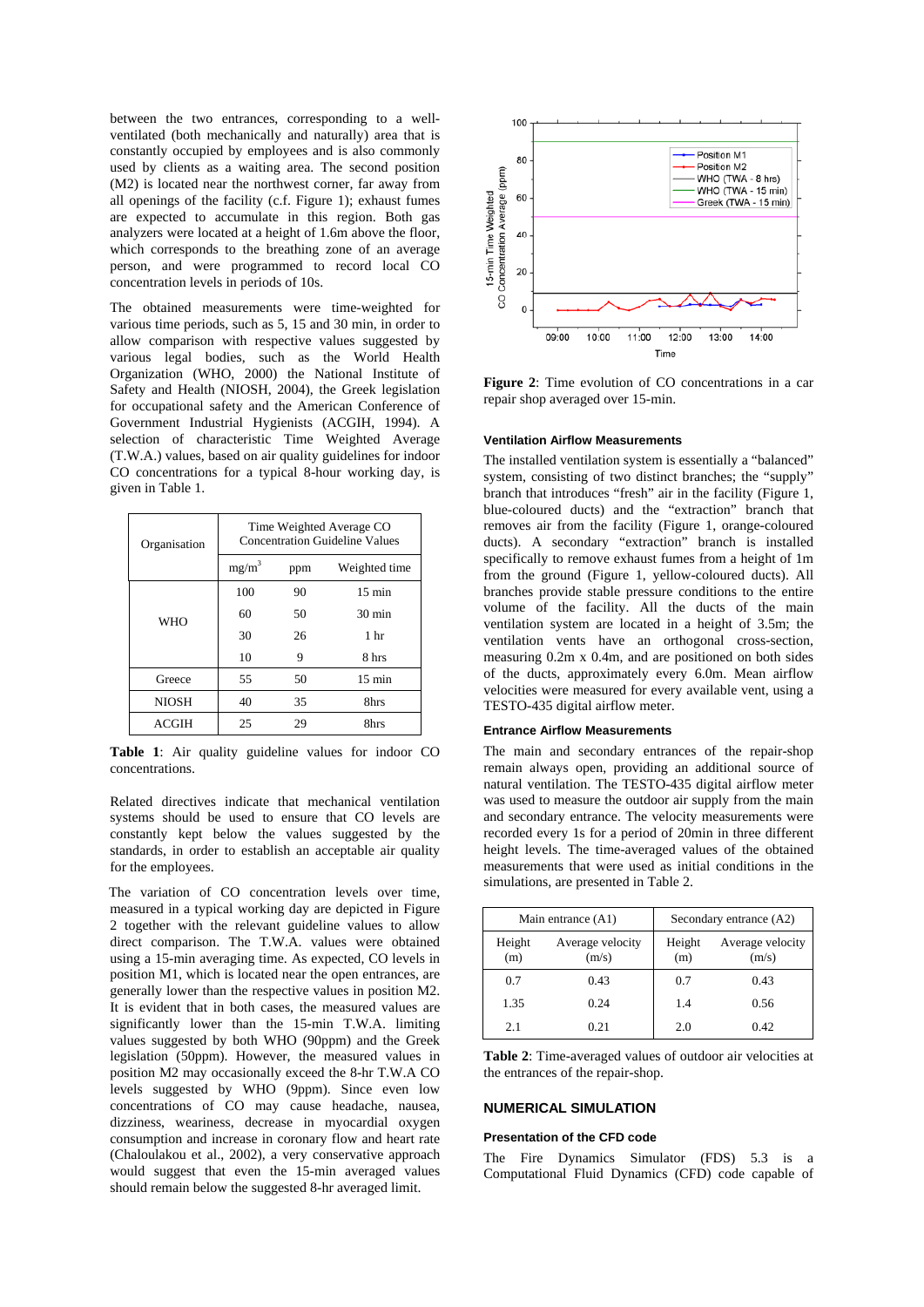between the two entrances, corresponding to a well-ventilated (both mechanically and naturally) area that is constantly occupied by employees and is also commonly used by clients as a waiting area. The second position (M2) is located near the northwest corner, far away from all openings of the facility (c.f. Figure 1); exhaust fumes are expected to accumulate in this region. Both gas analyzers were located at a height of 1.6m above the floor, which corresponds to the breathing zone of an average person, and were programmed to record local CO concentration levels in periods of 10s.

The obtained measurements were time-weighted for various time periods, such as 5, 15 and 30 min, in order to allow comparison with respective values suggested by various legal bodies, such as the World Health Organization (WHO, 2000) the National Institute of Safety and Health (NIOSH, 2004), the Greek legislation for occupational safety and the American Conference of Government Industrial Hygienists (ACGIH, 1994). A selection of characteristic Time Weighted Average (T.W.A.) values, based on air quality guidelines for indoor CO concentrations for a typical 8-hour working day, is given in Table 1.

| Organisation | Time Weighted Average CO Concentration Guideline Values | | |
|---|---|---|---|
| | $mg/m^3$ | ppm | Weighted time |
| WHO | 100 | 90 | 15 min |
| | 60 | 50 | 30 min |
| | 30 | 26 | 1 hr |
| | 10 | 9 | 8 hrs |
| Greece | 55 | 50 | 15 min |
| NIOSH | 40 | 35 | 8hrs |
| ACGIH | 25 | 29 | 8hrs |

**Table 1**: Air quality guideline values for indoor CO concentrations.

Related directives indicate that mechanical ventilation systems should be used to ensure that CO levels are constantly kept below the values suggested by the standards, in order to establish an acceptable air quality for the employees.

The variation of CO concentration levels over time, measured in a typical working day are depicted in Figure 2 together with the relevant guideline values to allow direct comparison. The T.W.A. values were obtained using a 15-min averaging time. As expected, CO levels in position M1, which is located near the open entrances, are generally lower than the respective values in position M2. It is evident that in both cases, the measured values are significantly lower than the 15-min T.W.A. limiting values suggested by both WHO (90ppm) and the Greek legislation (50ppm). However, the measured values in position M2 may occasionally exceed the 8-hr T.W.A CO levels suggested by WHO (9ppm). Since even low concentrations of CO may cause headache, nausea, dizziness, weariness, decrease in myocardial oxygen consumption and increase in coronary flow and heart rate (Chaloulakou et al., 2002), a very conservative approach would suggest that even the 15-min averaged values should remain below the suggested 8-hr averaged limit.

**Figure 2**: Time evolution of CO concentrations in a car repair shop averaged over 15-min.

### Ventilation Airflow Measurements

The installed ventilation system is essentially a "balanced" system, consisting of two distinct branches; the "supply" branch that introduces "fresh" air in the facility (Figure 1, blue-coloured ducts) and the "extraction" branch that removes air from the facility (Figure 1, orange-coloured ducts). A secondary "extraction" branch is installed specifically to remove exhaust fumes from a height of 1m from the ground (Figure 1, yellow-coloured ducts). All branches provide stable pressure conditions to the entire volume of the facility. All the ducts of the main ventilation system are located in a height of 3.5m; the ventilation vents have an orthogonal cross-section, measuring 0.2m x 0.4m, and are positioned on both sides of the ducts, approximately every 6.0m. Mean airflow velocities were measured for every available vent, using a TESTO-435 digital airflow meter.

### Entrance Airflow Measurements

The main and secondary entrances of the repair-shop remain always open, providing an additional source of natural ventilation. The TESTO-435 digital airflow meter was used to measure the outdoor air supply from the main and secondary entrance. The velocity measurements were recorded every 1s for a period of 20min in three different height levels. The time-averaged values of the obtained measurements that were used as initial conditions in the simulations, are presented in Table 2.

| Main entrance (A1) | | Secondary entrance (A2) | |
|---|---|---|---|
| Height (m) | Average velocity (m/s) | Height (m) | Average velocity (m/s) |
| 0.7 | 0.43 | 0.7 | 0.43 |
| 1.35 | 0.24 | 1.4 | 0.56 |
| 2.1 | 0.21 | 2.0 | 0.42 |

**Table 2**: Time-averaged values of outdoor air velocities at the entrances of the repair-shop.

## NUMERICAL SIMULATION

### Presentation of the CFD code

The Fire Dynamics Simulator (FDS) 5.3 is a Computational Fluid Dynamics (CFD) code capable of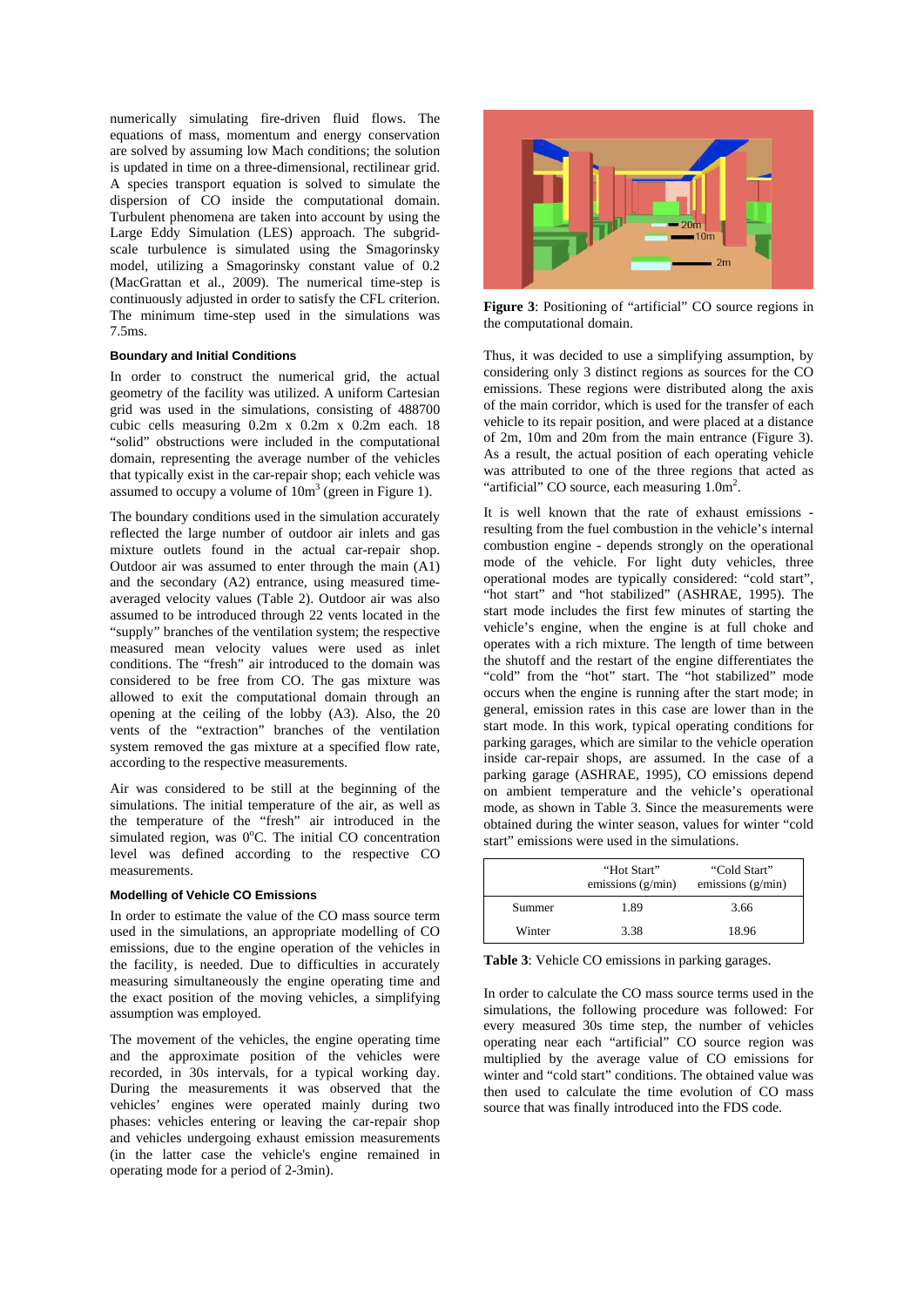numerically simulating fire-driven fluid flows. The equations of mass, momentum and energy conservation are solved by assuming low Mach conditions; the solution is updated in time on a three-dimensional, rectilinear grid. A species transport equation is solved to simulate the dispersion of CO inside the computational domain. Turbulent phenomena are taken into account by using the Large Eddy Simulation (LES) approach. The subgrid-scale turbulence is simulated using the Smagorinsky model, utilizing a Smagorinsky constant value of 0.2 (MacGrattan et al., 2009). The numerical time-step is continuously adjusted in order to satisfy the CFL criterion. The minimum time-step used in the simulations was 7.5ms.

#### Boundary and Initial Conditions

In order to construct the numerical grid, the actual geometry of the facility was utilized. A uniform Cartesian grid was used in the simulations, consisting of 488700 cubic cells measuring 0.2m x 0.2m x 0.2m each. 18 "solid" obstructions were included in the computational domain, representing the average number of the vehicles that typically exist in the car-repair shop; each vehicle was assumed to occupy a volume of $10m^3$ (green in Figure 1).

The boundary conditions used in the simulation accurately reflected the large number of outdoor air inlets and gas mixture outlets found in the actual car-repair shop. Outdoor air was assumed to enter through the main (A1) and the secondary (A2) entrance, using measured time-averaged velocity values (Table 2). Outdoor air was also assumed to be introduced through 22 vents located in the "supply" branches of the ventilation system; the respective measured mean velocity values were used as inlet conditions. The "fresh" air introduced to the domain was considered to be free from CO. The gas mixture was allowed to exit the computational domain through an opening at the ceiling of the lobby (A3). Also, the 20 vents of the "extraction" branches of the ventilation system removed the gas mixture at a specified flow rate, according to the respective measurements.

Air was considered to be still at the beginning of the simulations. The initial temperature of the air, as well as the temperature of the "fresh" air introduced in the simulated region, was $0^oC$. The initial CO concentration level was defined according to the respective CO measurements.

#### Modelling of Vehicle CO Emissions

In order to estimate the value of the CO mass source term used in the simulations, an appropriate modelling of CO emissions, due to the engine operation of the vehicles in the facility, is needed. Due to difficulties in accurately measuring simultaneously the engine operating time and the exact position of the moving vehicles, a simplifying assumption was employed.

The movement of the vehicles, the engine operating time and the approximate position of the vehicles were recorded, in 30s intervals, for a typical working day. During the measurements it was observed that the vehicles' engines were operated mainly during two phases: vehicles entering or leaving the car-repair shop and vehicles undergoing exhaust emission measurements (in the latter case the vehicle's engine remained in operating mode for a period of 2-3min).

**Figure 3**: Positioning of "artificial" CO source regions in the computational domain.

Thus, it was decided to use a simplifying assumption, by considering only 3 distinct regions as sources for the CO emissions. These regions were distributed along the axis of the main corridor, which is used for the transfer of each vehicle to its repair position, and were placed at a distance of 2m, 10m and 20m from the main entrance (Figure 3). As a result, the actual position of each operating vehicle was attributed to one of the three regions that acted as "artificial" CO source, each measuring $1.0m^2$.

It is well known that the rate of exhaust emissions - resulting from the fuel combustion in the vehicle's internal combustion engine - depends strongly on the operational mode of the vehicle. For light duty vehicles, three operational modes are typically considered: "cold start", "hot start" and "hot stabilized" (ASHRAE, 1995). The start mode includes the first few minutes of starting the vehicle's engine, when the engine is at full choke and operates with a rich mixture. The length of time between the shutoff and the restart of the engine differentiates the "cold" from the "hot" start. The "hot stabilized" mode occurs when the engine is running after the start mode; in general, emission rates in this case are lower than in the start mode. In this work, typical operating conditions for parking garages, which are similar to the vehicle operation inside car-repair shops, are assumed. In the case of a parking garage (ASHRAE, 1995), CO emissions depend on ambient temperature and the vehicle's operational mode, as shown in Table 3. Since the measurements were obtained during the winter season, values for winter "cold start" emissions were used in the simulations.

| | "Hot Start" emissions (g/min) | "Cold Start" emissions (g/min) |
|---|---|---|
| Summer | 1.89 | 3.66 |
| Winter | 3.38 | 18.96 |

**Table 3**: Vehicle CO emissions in parking garages.

In order to calculate the CO mass source terms used in the simulations, the following procedure was followed: For every measured 30s time step, the number of vehicles operating near each "artificial" CO source region was multiplied by the average value of CO emissions for winter and "cold start" conditions. The obtained value was then used to calculate the time evolution of CO mass source that was finally introduced into the FDS code.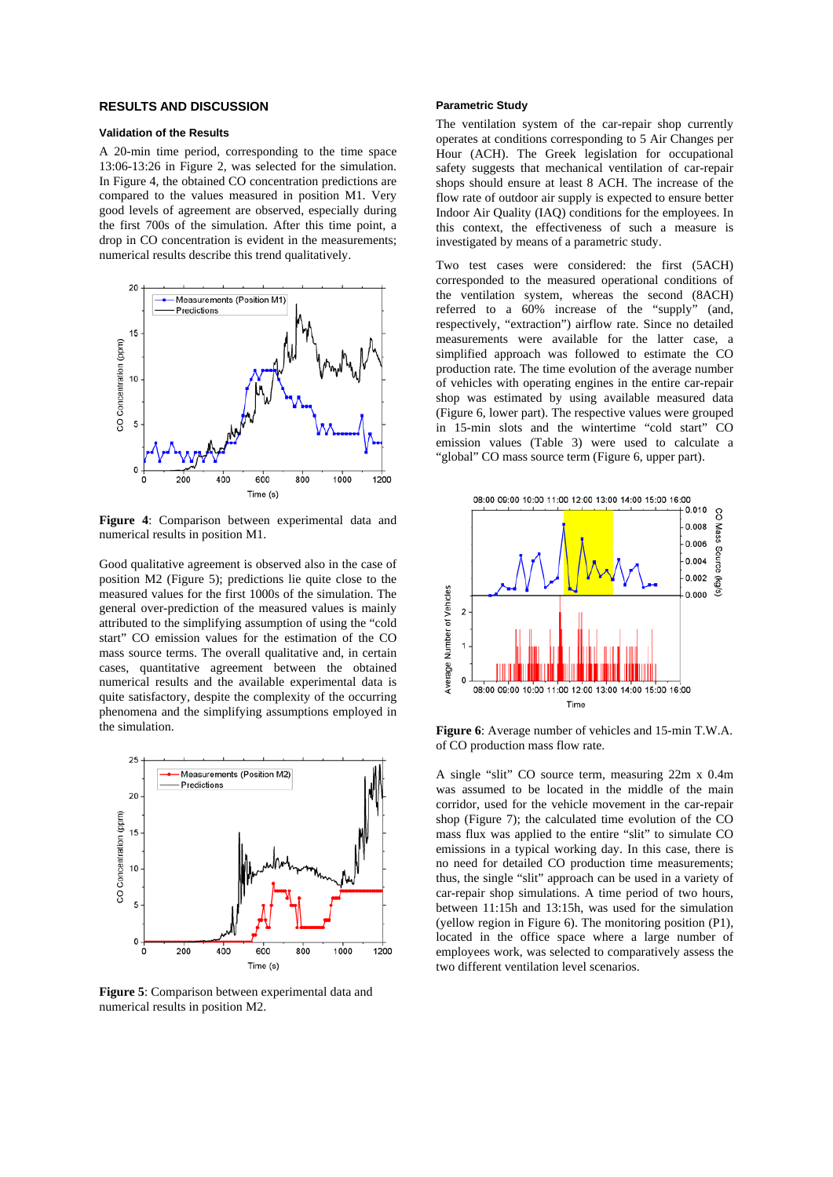## RESULTS AND DISCUSSION

### Validation of the Results

A 20-min time period, corresponding to the time space 13:06-13:26 in Figure 2, was selected for the simulation. In Figure 4, the obtained CO concentration predictions are compared to the values measured in position M1. Very good levels of agreement are observed, especially during the first 700s of the simulation. After this time point, a drop in CO concentration is evident in the measurements; numerical results describe this trend qualitatively.

**Figure 4**: Comparison between experimental data and numerical results in position M1.

Good qualitative agreement is observed also in the case of position M2 (Figure 5); predictions lie quite close to the measured values for the first 1000s of the simulation. The general over-prediction of the measured values is mainly attributed to the simplifying assumption of using the "cold start" CO emission values for the estimation of the CO mass source terms. The overall qualitative and, in certain cases, quantitative agreement between the obtained numerical results and the available experimental data is quite satisfactory, despite the complexity of the occurring phenomena and the simplifying assumptions employed in the simulation.

**Figure 5**: Comparison between experimental data and numerical results in position M2.

### Parametric Study

The ventilation system of the car-repair shop currently operates at conditions corresponding to 5 Air Changes per Hour (ACH). The Greek legislation for occupational safety suggests that mechanical ventilation of car-repair shops should ensure at least 8 ACH. The increase of the flow rate of outdoor air supply is expected to ensure better Indoor Air Quality (IAQ) conditions for the employees. In this context, the effectiveness of such a measure is investigated by means of a parametric study.

Two test cases were considered: the first (5ACH) corresponded to the measured operational conditions of the ventilation system, whereas the second (8ACH) referred to a 60% increase of the "supply" (and, respectively, "extraction") airflow rate. Since no detailed measurements were available for the latter case, a simplified approach was followed to estimate the CO production rate. The time evolution of the average number of vehicles with operating engines in the entire car-repair shop was estimated by using available measured data (Figure 6, lower part). The respective values were grouped in 15-min slots and the wintertime "cold start" CO emission values (Table 3) were used to calculate a "global" CO mass source term (Figure 6, upper part).

**Figure 6**: Average number of vehicles and 15-min T.W.A. of CO production mass flow rate.

A single "slit" CO source term, measuring 22m x 0.4m was assumed to be located in the middle of the main corridor, used for the vehicle movement in the car-repair shop (Figure 7); the calculated time evolution of the CO mass flux was applied to the entire "slit" to simulate CO emissions in a typical working day. In this case, there is no need for detailed CO production time measurements; thus, the single "slit" approach can be used in a variety of car-repair shop simulations. A time period of two hours, between 11:15h and 13:15h, was used for the simulation (yellow region in Figure 6). The monitoring position (P1), located in the office space where a large number of employees work, was selected to comparatively assess the two different ventilation level scenarios.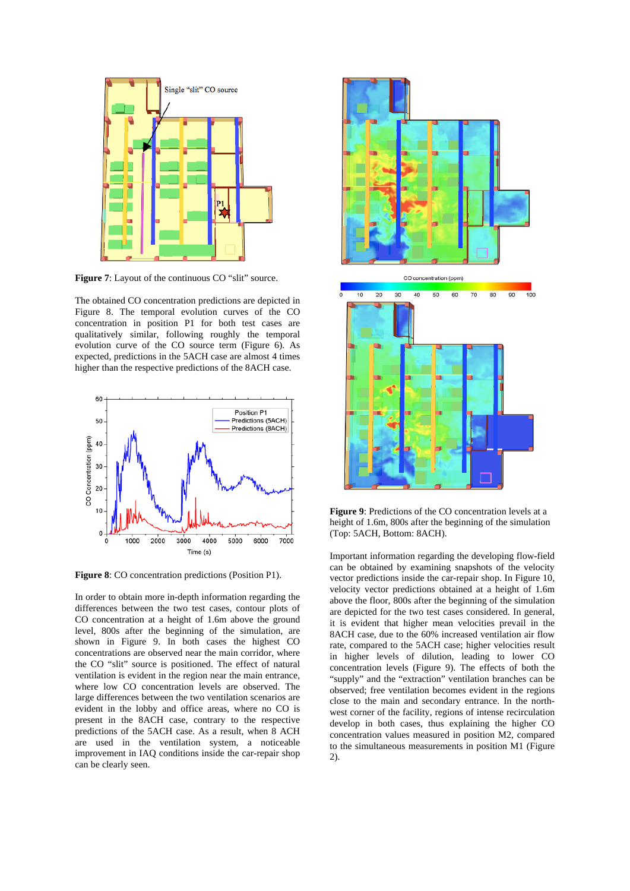Figure 7: Layout of the continuous CO "slit" source.

The obtained CO concentration predictions are depicted in Figure 8. The temporal evolution curves of the CO concentration in position P1 for both test cases are qualitatively similar, following roughly the temporal evolution curve of the CO source term (Figure 6). As expected, predictions in the 5ACH case are almost 4 times higher than the respective predictions of the 8ACH case.

**Figure 8**: CO concentration predictions (Position P1).

In order to obtain more in-depth information regarding the differences between the two test cases, contour plots of CO concentration at a height of 1.6m above the ground level, 800s after the beginning of the simulation, are shown in Figure 9. In both cases the highest CO concentrations are observed near the main corridor, where the CO "slit" source is positioned. The effect of natural ventilation is evident in the region near the main entrance, where low CO concentration levels are observed. The large differences between the two ventilation scenarios are evident in the lobby and office areas, where no CO is present in the 8ACH case, contrary to the respective predictions of the 5ACH case. As a result, when 8 ACH are used in the ventilation system, a noticeable improvement in IAQ conditions inside the car-repair shop can be clearly seen.

**Figure 9**: Predictions of the CO concentration levels at a height of 1.6m, 800s after the beginning of the simulation (Top: 5ACH, Bottom: 8ACH).

Important information regarding the developing flow-field can be obtained by examining snapshots of the velocity vector predictions inside the car-repair shop. In Figure 10, velocity vector predictions obtained at a height of 1.6m above the floor, 800s after the beginning of the simulation are depicted for the two test cases considered. In general, it is evident that higher mean velocities prevail in the 8ACH case, due to the 60% increased ventilation air flow rate, compared to the 5ACH case; higher velocities result in higher levels of dilution, leading to lower CO concentration levels (Figure 9). The effects of both the "supply" and the "extraction" ventilation branches can be observed; free ventilation becomes evident in the regions close to the main and secondary entrance. In the north-west corner of the facility, regions of intense recirculation develop in both cases, thus explaining the higher CO concentration values measured in position M2, compared to the simultaneous measurements in position M1 (Figure 2).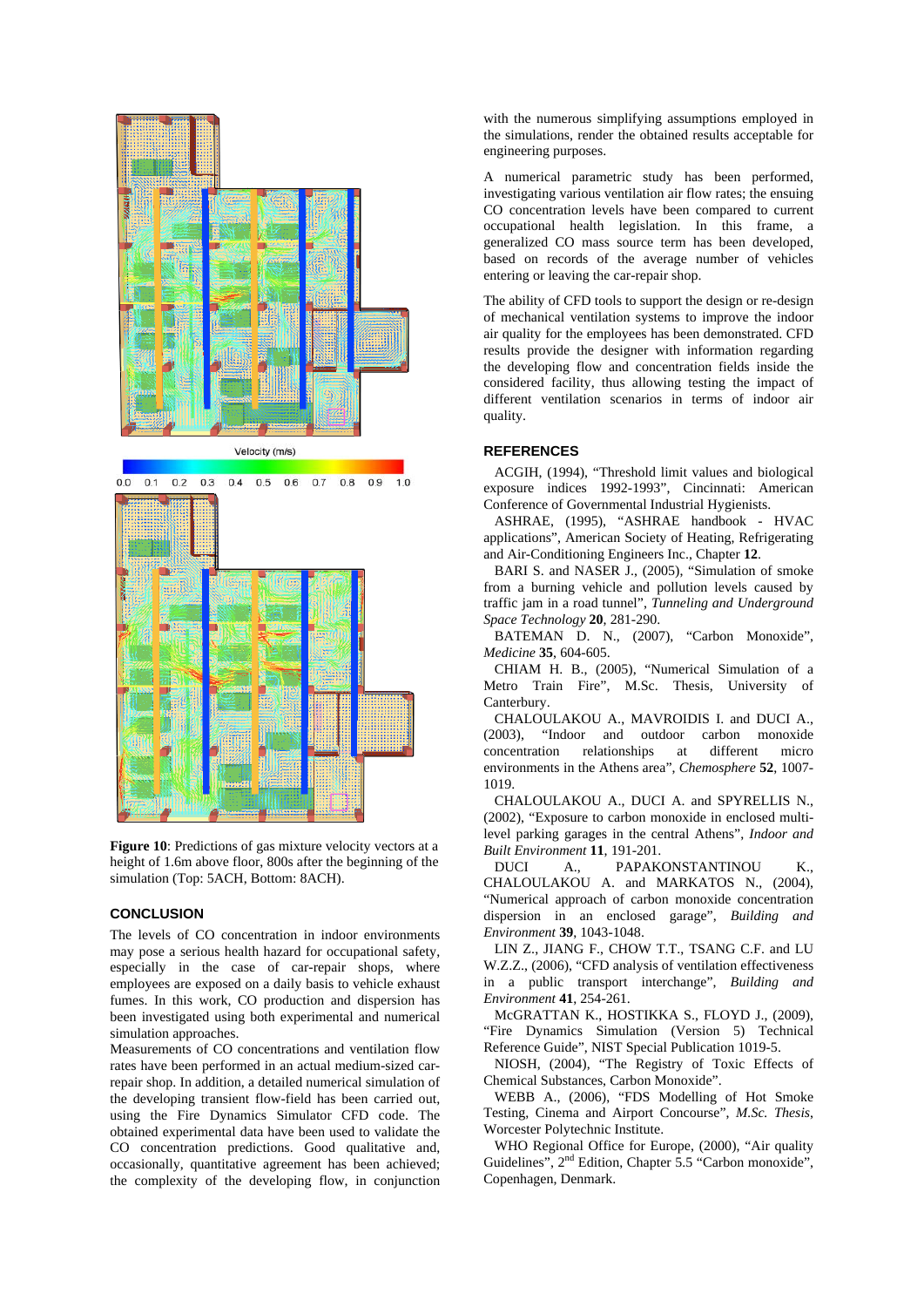Velocity (m/s)

0.0 0.1 0.2 0.3 0.4 0.5 0.6 0.7 0.8 0.9 1.0

**Figure 10**: Predictions of gas mixture velocity vectors at a height of 1.6m above floor, 800s after the beginning of the simulation (Top: 5ACH, Bottom: 8ACH).

## CONCLUSION

The levels of CO concentration in indoor environments may pose a serious health hazard for occupational safety, especially in the case of car-repair shops, where employees are exposed on a daily basis to vehicle exhaust fumes. In this work, CO production and dispersion has been investigated using both experimental and numerical simulation approaches.

Measurements of CO concentrations and ventilation flow rates have been performed in an actual medium-sized car-repair shop. In addition, a detailed numerical simulation of the developing transient flow-field has been carried out, using the Fire Dynamics Simulator CFD code. The obtained experimental data have been used to validate the CO concentration predictions. Good qualitative and, occasionally, quantitative agreement has been achieved; the complexity of the developing flow, in conjunction with the numerous simplifying assumptions employed in the simulations, render the obtained results acceptable for engineering purposes.

A numerical parametric study has been performed, investigating various ventilation air flow rates; the ensuing CO concentration levels have been compared to current occupational health legislation. In this frame, a generalized CO mass source term has been developed, based on records of the average number of vehicles entering or leaving the car-repair shop.

The ability of CFD tools to support the design or re-design of mechanical ventilation systems to improve the indoor air quality for the employees has been demonstrated. CFD results provide the designer with information regarding the developing flow and concentration fields inside the considered facility, thus allowing testing the impact of different ventilation scenarios in terms of indoor air quality.

## REFERENCES

ACGIH, (1994), "Threshold limit values and biological exposure indices 1992-1993", Cincinnati: American Conference of Governmental Industrial Hygienists.

ASHRAE, (1995), "ASHRAE handbook - HVAC applications", American Society of Heating, Refrigerating and Air-Conditioning Engineers Inc., Chapter **12**.

BARI S. and NASER J., (2005), "Simulation of smoke from a burning vehicle and pollution levels caused by traffic jam in a road tunnel", *Tunneling and Underground Space Technology* **20**, 281-290.

BATEMAN D. N., (2007), "Carbon Monoxide", *Medicine* **35**, 604-605.

CHIAM H. B., (2005), "Numerical Simulation of a Metro Train Fire", M.Sc. Thesis, University of Canterbury.

CHALOULAKOU A., MAVROIDIS I. and DUCI A., (2003), "Indoor and outdoor carbon monoxide concentration relationships at different micro environments in the Athens area", *Chemosphere* **52**, 1007-1019.

CHALOULAKOU A., DUCI A. and SPYRELLIS N., (2002), "Exposure to carbon monoxide in enclosed multi-level parking garages in the central Athens", *Indoor and Built Environment* **11**, 191-201.

DUCI A., PAPAKONSTANTINOU K., CHALOULAKOU A. and MARKATOS N., (2004), "Numerical approach of carbon monoxide concentration dispersion in an enclosed garage", *Building and Environment* **39**, 1043-1048.

LIN Z., JIANG F., CHOW T.T., TSANG C.F. and LU W.Z.Z., (2006), "CFD analysis of ventilation effectiveness in a public transport interchange", *Building and Environment* **41**, 254-261.

McGRATTAN K., HOSTIKKA S., FLOYD J., (2009), "Fire Dynamics Simulation (Version 5) Technical Reference Guide", NIST Special Publication 1019-5.

NIOSH, (2004), "The Registry of Toxic Effects of Chemical Substances, Carbon Monoxide".

WEBB A., (2006), "FDS Modelling of Hot Smoke Testing, Cinema and Airport Concourse", *M.Sc. Thesis*, Worcester Polytechnic Institute.

WHO Regional Office for Europe, (2000), "Air quality Guidelines", 2nd Edition, Chapter 5.5 "Carbon monoxide", Copenhagen, Denmark.